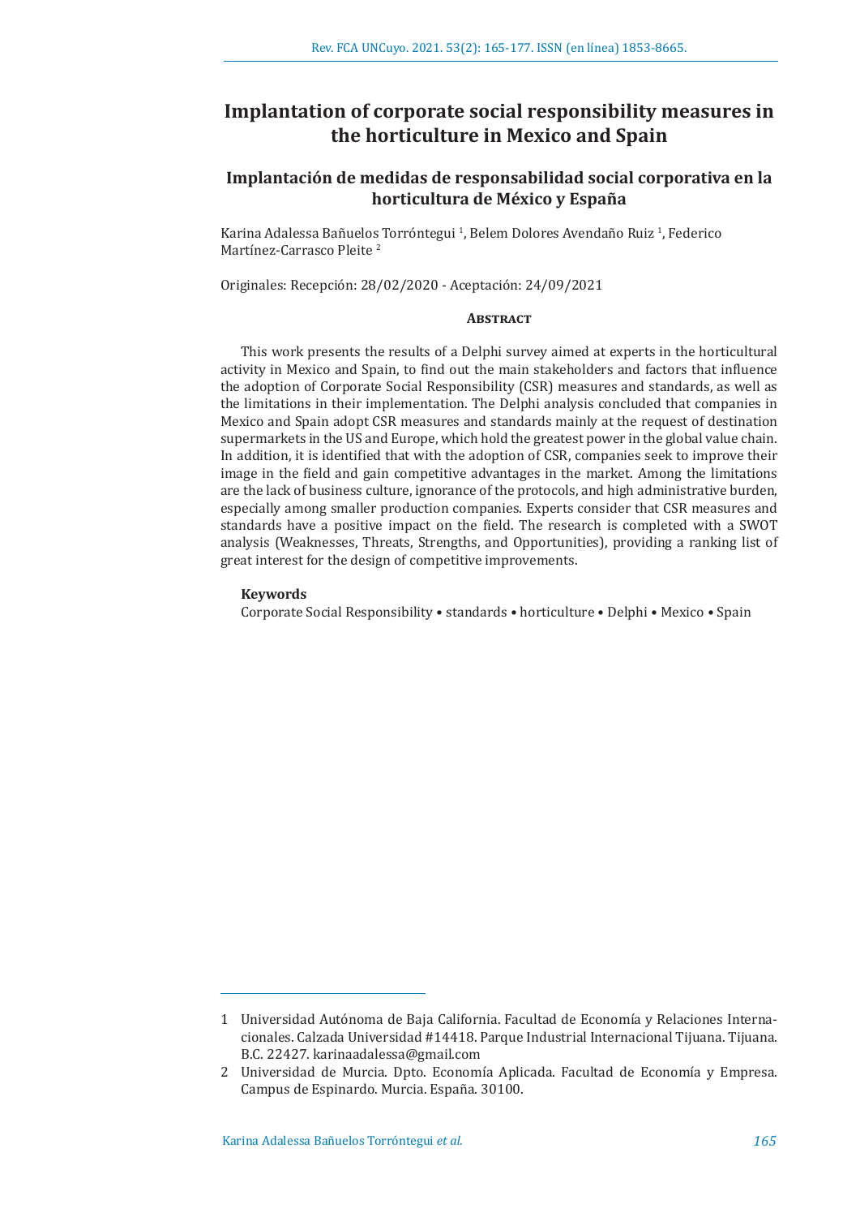# Implantation of corporate social responsibility measures in the horticulture in Mexico and Spain

## Implantación de medidas de responsabilidad social corporativa en la horticultura de México y España

Karina Adalessa Bañuelos Torróntegui [1], Belem Dolores Avendaño Ruiz [1], Federico Martínez-Carrasco Pleite [2]

Originales: Recepción: 28/02/2020 - Aceptación: 24/09/2021

### Abstract

This work presents the results of a Delphi survey aimed at experts in the horticultural activity in Mexico and Spain, to find out the main stakeholders and factors that influence the adoption of Corporate Social Responsibility (CSR) measures and standards, as well as the limitations in their implementation. The Delphi analysis concluded that companies in Mexico and Spain adopt CSR measures and standards mainly at the request of destination supermarkets in the US and Europe, which hold the greatest power in the global value chain. In addition, it is identified that with the adoption of CSR, companies seek to improve their image in the field and gain competitive advantages in the market. Among the limitations are the lack of business culture, ignorance of the protocols, and high administrative burden, especially among smaller production companies. Experts consider that CSR measures and standards have a positive impact on the field. The research is completed with a SWOT analysis (Weaknesses, Threats, Strengths, and Opportunities), providing a ranking list of great interest for the design of competitive improvements.

**Keywords**

Corporate Social Responsibility • standards • horticulture • Delphi • Mexico • Spain

---

1 Universidad Autónoma de Baja California. Facultad de Economía y Relaciones Internacionales. Calzada Universidad #14418. Parque Industrial Internacional Tijuana. Tijuana. B.C. 22427. karinaadalessa@gmail.com

2 Universidad de Murcia. Dpto. Economía Aplicada. Facultad de Economía y Empresa. Campus de Espinardo. Murcia. España. 30100.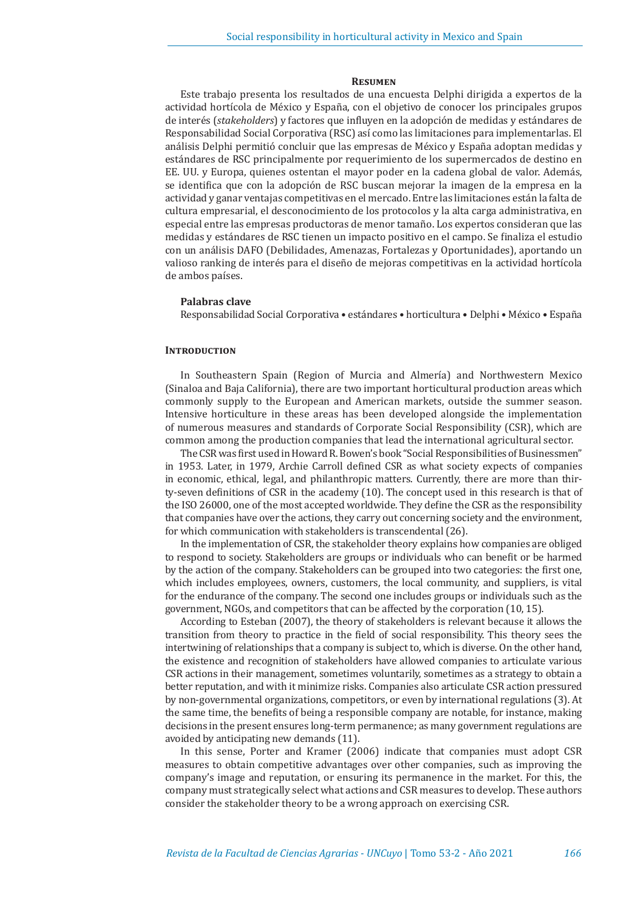## Resumen

Este trabajo presenta los resultados de una encuesta Delphi dirigida a expertos de la actividad hortícola de México y España, con el objetivo de conocer los principales grupos de interés (*stakeholders*) y factores que influyen en la adopción de medidas y estándares de Responsabilidad Social Corporativa (RSC) así como las limitaciones para implementarlas. El análisis Delphi permitió concluir que las empresas de México y España adoptan medidas y estándares de RSC principalmente por requerimiento de los supermercados de destino en EE. UU. y Europa, quienes ostentan el mayor poder en la cadena global de valor. Además, se identifica que con la adopción de RSC buscan mejorar la imagen de la empresa en la actividad y ganar ventajas competitivas en el mercado. Entre las limitaciones están la falta de cultura empresarial, el desconocimiento de los protocolos y la alta carga administrativa, en especial entre las empresas productoras de menor tamaño. Los expertos consideran que las medidas y estándares de RSC tienen un impacto positivo en el campo. Se finaliza el estudio con un análisis DAFO (Debilidades, Amenazas, Fortalezas y Oportunidades), aportando un valioso ranking de interés para el diseño de mejoras competitivas en la actividad hortícola de ambos países.

**Palabras clave**

Responsabilidad Social Corporativa • estándares • horticultura • Delphi • México • España

## Introduction

In Southeastern Spain (Region of Murcia and Almería) and Northwestern Mexico (Sinaloa and Baja California), there are two important horticultural production areas which commonly supply to the European and American markets, outside the summer season. Intensive horticulture in these areas has been developed alongside the implementation of numerous measures and standards of Corporate Social Responsibility (CSR), which are common among the production companies that lead the international agricultural sector.

The CSR was first used in Howard R. Bowen's book "Social Responsibilities of Businessmen" in 1953. Later, in 1979, Archie Carroll defined CSR as what society expects of companies in economic, ethical, legal, and philanthropic matters. Currently, there are more than thirty-seven definitions of CSR in the academy (10). The concept used in this research is that of the ISO 26000, one of the most accepted worldwide. They define the CSR as the responsibility that companies have over the actions, they carry out concerning society and the environment, for which communication with stakeholders is transcendental (26).

In the implementation of CSR, the stakeholder theory explains how companies are obliged to respond to society. Stakeholders are groups or individuals who can benefit or be harmed by the action of the company. Stakeholders can be grouped into two categories: the first one, which includes employees, owners, customers, the local community, and suppliers, is vital for the endurance of the company. The second one includes groups or individuals such as the government, NGOs, and competitors that can be affected by the corporation (10, 15).

According to Esteban (2007), the theory of stakeholders is relevant because it allows the transition from theory to practice in the field of social responsibility. This theory sees the intertwining of relationships that a company is subject to, which is diverse. On the other hand, the existence and recognition of stakeholders have allowed companies to articulate various CSR actions in their management, sometimes voluntarily, sometimes as a strategy to obtain a better reputation, and with it minimize risks. Companies also articulate CSR action pressured by non-governmental organizations, competitors, or even by international regulations (3). At the same time, the benefits of being a responsible company are notable, for instance, making decisions in the present ensures long-term permanence; as many government regulations are avoided by anticipating new demands (11).

In this sense, Porter and Kramer (2006) indicate that companies must adopt CSR measures to obtain competitive advantages over other companies, such as improving the company's image and reputation, or ensuring its permanence in the market. For this, the company must strategically select what actions and CSR measures to develop. These authors consider the stakeholder theory to be a wrong approach on exercising CSR.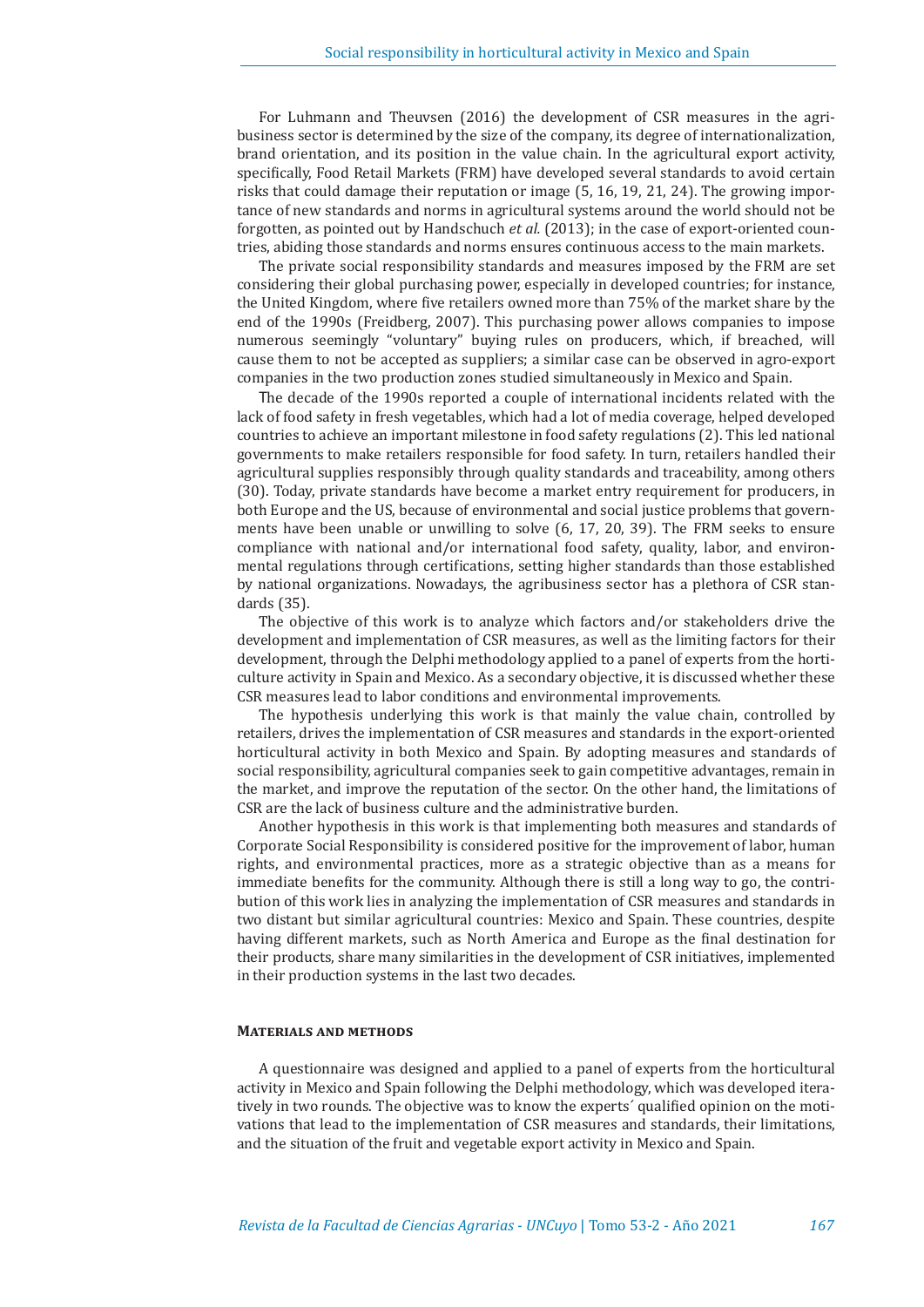For Luhmann and Theuvsen (2016) the development of CSR measures in the agribusiness sector is determined by the size of the company, its degree of internationalization, brand orientation, and its position in the value chain. In the agricultural export activity, specifically, Food Retail Markets (FRM) have developed several standards to avoid certain risks that could damage their reputation or image (5, 16, 19, 21, 24). The growing importance of new standards and norms in agricultural systems around the world should not be forgotten, as pointed out by Handschuch *et al.* (2013); in the case of export-oriented countries, abiding those standards and norms ensures continuous access to the main markets.

The private social responsibility standards and measures imposed by the FRM are set considering their global purchasing power, especially in developed countries; for instance, the United Kingdom, where five retailers owned more than 75% of the market share by the end of the 1990s (Freidberg, 2007). This purchasing power allows companies to impose numerous seemingly "voluntary" buying rules on producers, which, if breached, will cause them to not be accepted as suppliers; a similar case can be observed in agro-export companies in the two production zones studied simultaneously in Mexico and Spain.

The decade of the 1990s reported a couple of international incidents related with the lack of food safety in fresh vegetables, which had a lot of media coverage, helped developed countries to achieve an important milestone in food safety regulations (2). This led national governments to make retailers responsible for food safety. In turn, retailers handled their agricultural supplies responsibly through quality standards and traceability, among others (30). Today, private standards have become a market entry requirement for producers, in both Europe and the US, because of environmental and social justice problems that governments have been unable or unwilling to solve (6, 17, 20, 39). The FRM seeks to ensure compliance with national and/or international food safety, quality, labor, and environmental regulations through certifications, setting higher standards than those established by national organizations. Nowadays, the agribusiness sector has a plethora of CSR standards (35).

The objective of this work is to analyze which factors and/or stakeholders drive the development and implementation of CSR measures, as well as the limiting factors for their development, through the Delphi methodology applied to a panel of experts from the horticulture activity in Spain and Mexico. As a secondary objective, it is discussed whether these CSR measures lead to labor conditions and environmental improvements.

The hypothesis underlying this work is that mainly the value chain, controlled by retailers, drives the implementation of CSR measures and standards in the export-oriented horticultural activity in both Mexico and Spain. By adopting measures and standards of social responsibility, agricultural companies seek to gain competitive advantages, remain in the market, and improve the reputation of the sector. On the other hand, the limitations of CSR are the lack of business culture and the administrative burden.

Another hypothesis in this work is that implementing both measures and standards of Corporate Social Responsibility is considered positive for the improvement of labor, human rights, and environmental practices, more as a strategic objective than as a means for immediate benefits for the community. Although there is still a long way to go, the contribution of this work lies in analyzing the implementation of CSR measures and standards in two distant but similar agricultural countries: Mexico and Spain. These countries, despite having different markets, such as North America and Europe as the final destination for their products, share many similarities in the development of CSR initiatives, implemented in their production systems in the last two decades.

## Materials and methods

A questionnaire was designed and applied to a panel of experts from the horticultural activity in Mexico and Spain following the Delphi methodology, which was developed iteratively in two rounds. The objective was to know the experts´ qualified opinion on the motivations that lead to the implementation of CSR measures and standards, their limitations, and the situation of the fruit and vegetable export activity in Mexico and Spain.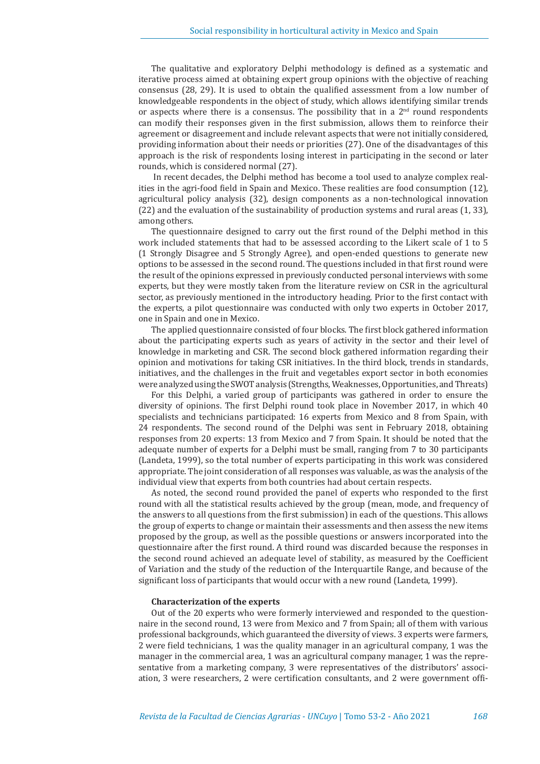The qualitative and exploratory Delphi methodology is defined as a systematic and iterative process aimed at obtaining expert group opinions with the objective of reaching consensus (28, 29). It is used to obtain the qualified assessment from a low number of knowledgeable respondents in the object of study, which allows identifying similar trends or aspects where there is a consensus. The possibility that in a 2nd round respondents can modify their responses given in the first submission, allows them to reinforce their agreement or disagreement and include relevant aspects that were not initially considered, providing information about their needs or priorities (27). One of the disadvantages of this approach is the risk of respondents losing interest in participating in the second or later rounds, which is considered normal (27).

In recent decades, the Delphi method has become a tool used to analyze complex realities in the agri-food field in Spain and Mexico. These realities are food consumption (12), agricultural policy analysis (32), design components as a non-technological innovation (22) and the evaluation of the sustainability of production systems and rural areas (1, 33), among others.

The questionnaire designed to carry out the first round of the Delphi method in this work included statements that had to be assessed according to the Likert scale of 1 to 5 (1 Strongly Disagree and 5 Strongly Agree), and open-ended questions to generate new options to be assessed in the second round. The questions included in that first round were the result of the opinions expressed in previously conducted personal interviews with some experts, but they were mostly taken from the literature review on CSR in the agricultural sector, as previously mentioned in the introductory heading. Prior to the first contact with the experts, a pilot questionnaire was conducted with only two experts in October 2017, one in Spain and one in Mexico.

The applied questionnaire consisted of four blocks. The first block gathered information about the participating experts such as years of activity in the sector and their level of knowledge in marketing and CSR. The second block gathered information regarding their opinion and motivations for taking CSR initiatives. In the third block, trends in standards, initiatives, and the challenges in the fruit and vegetables export sector in both economies were analyzed using the SWOT analysis (Strengths, Weaknesses, Opportunities, and Threats)

For this Delphi, a varied group of participants was gathered in order to ensure the diversity of opinions. The first Delphi round took place in November 2017, in which 40 specialists and technicians participated: 16 experts from Mexico and 8 from Spain, with 24 respondents. The second round of the Delphi was sent in February 2018, obtaining responses from 20 experts: 13 from Mexico and 7 from Spain. It should be noted that the adequate number of experts for a Delphi must be small, ranging from 7 to 30 participants (Landeta, 1999), so the total number of experts participating in this work was considered appropriate. The joint consideration of all responses was valuable, as was the analysis of the individual view that experts from both countries had about certain respects.

As noted, the second round provided the panel of experts who responded to the first round with all the statistical results achieved by the group (mean, mode, and frequency of the answers to all questions from the first submission) in each of the questions. This allows the group of experts to change or maintain their assessments and then assess the new items proposed by the group, as well as the possible questions or answers incorporated into the questionnaire after the first round. A third round was discarded because the responses in the second round achieved an adequate level of stability, as measured by the Coefficient of Variation and the study of the reduction of the Interquartile Range, and because of the significant loss of participants that would occur with a new round (Landeta, 1999).

### Characterization of the experts

Out of the 20 experts who were formerly interviewed and responded to the questionnaire in the second round, 13 were from Mexico and 7 from Spain; all of them with various professional backgrounds, which guaranteed the diversity of views. 3 experts were farmers, 2 were field technicians, 1 was the quality manager in an agricultural company, 1 was the manager in the commercial area, 1 was an agricultural company manager, 1 was the representative from a marketing company, 3 were representatives of the distributors' association, 3 were researchers, 2 were certification consultants, and 2 were government offi-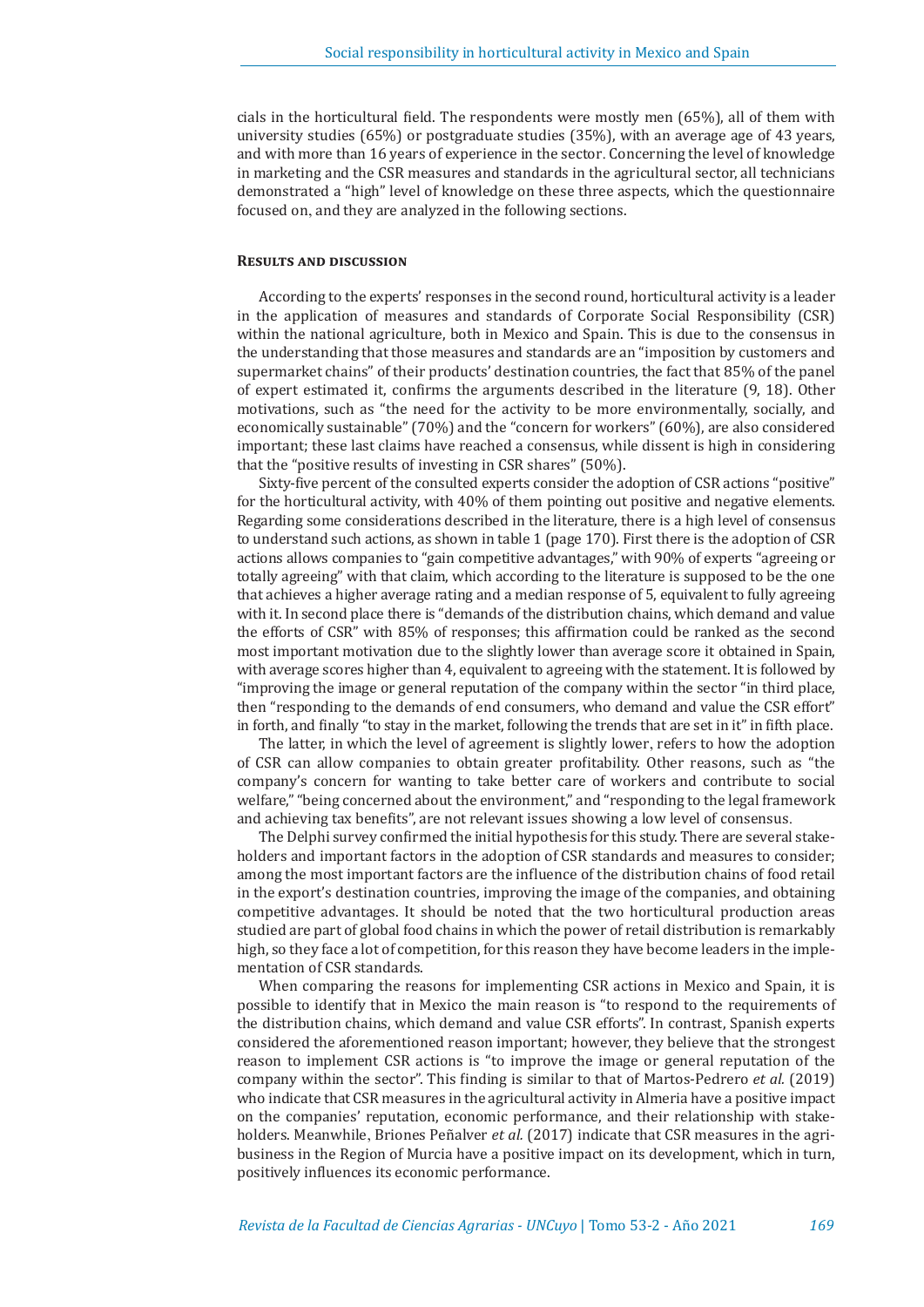cials in the horticultural field. The respondents were mostly men (65%), all of them with university studies (65%) or postgraduate studies (35%), with an average age of 43 years, and with more than 16 years of experience in the sector. Concerning the level of knowledge in marketing and the CSR measures and standards in the agricultural sector, all technicians demonstrated a "high" level of knowledge on these three aspects, which the questionnaire focused on, and they are analyzed in the following sections.

## Results and discussion

According to the experts' responses in the second round, horticultural activity is a leader in the application of measures and standards of Corporate Social Responsibility (CSR) within the national agriculture, both in Mexico and Spain. This is due to the consensus in the understanding that those measures and standards are an "imposition by customers and supermarket chains" of their products' destination countries, the fact that 85% of the panel of expert estimated it, confirms the arguments described in the literature (9, 18). Other motivations, such as "the need for the activity to be more environmentally, socially, and economically sustainable" (70%) and the "concern for workers" (60%), are also considered important; these last claims have reached a consensus, while dissent is high in considering that the "positive results of investing in CSR shares" (50%).

Sixty-five percent of the consulted experts consider the adoption of CSR actions "positive" for the horticultural activity, with 40% of them pointing out positive and negative elements. Regarding some considerations described in the literature, there is a high level of consensus to understand such actions, as shown in table 1 (page 170). First there is the adoption of CSR actions allows companies to "gain competitive advantages," with 90% of experts "agreeing or totally agreeing" with that claim, which according to the literature is supposed to be the one that achieves a higher average rating and a median response of 5, equivalent to fully agreeing with it. In second place there is "demands of the distribution chains, which demand and value the efforts of CSR" with 85% of responses; this affirmation could be ranked as the second most important motivation due to the slightly lower than average score it obtained in Spain, with average scores higher than 4, equivalent to agreeing with the statement. It is followed by "improving the image or general reputation of the company within the sector "in third place, then "responding to the demands of end consumers, who demand and value the CSR effort" in forth, and finally "to stay in the market, following the trends that are set in it" in fifth place.

The latter, in which the level of agreement is slightly lower, refers to how the adoption of CSR can allow companies to obtain greater profitability. Other reasons, such as "the company's concern for wanting to take better care of workers and contribute to social welfare," "being concerned about the environment," and "responding to the legal framework and achieving tax benefits", are not relevant issues showing a low level of consensus.

The Delphi survey confirmed the initial hypothesis for this study. There are several stakeholders and important factors in the adoption of CSR standards and measures to consider; among the most important factors are the influence of the distribution chains of food retail in the export's destination countries, improving the image of the companies, and obtaining competitive advantages. It should be noted that the two horticultural production areas studied are part of global food chains in which the power of retail distribution is remarkably high, so they face a lot of competition, for this reason they have become leaders in the implementation of CSR standards.

When comparing the reasons for implementing CSR actions in Mexico and Spain, it is possible to identify that in Mexico the main reason is "to respond to the requirements of the distribution chains, which demand and value CSR efforts". In contrast, Spanish experts considered the aforementioned reason important; however, they believe that the strongest reason to implement CSR actions is "to improve the image or general reputation of the company within the sector". This finding is similar to that of Martos-Pedrero *et al.* (2019) who indicate that CSR measures in the agricultural activity in Almeria have a positive impact on the companies' reputation, economic performance, and their relationship with stakeholders. Meanwhile, Briones Peñalver *et al.* (2017) indicate that CSR measures in the agribusiness in the Region of Murcia have a positive impact on its development, which in turn, positively influences its economic performance.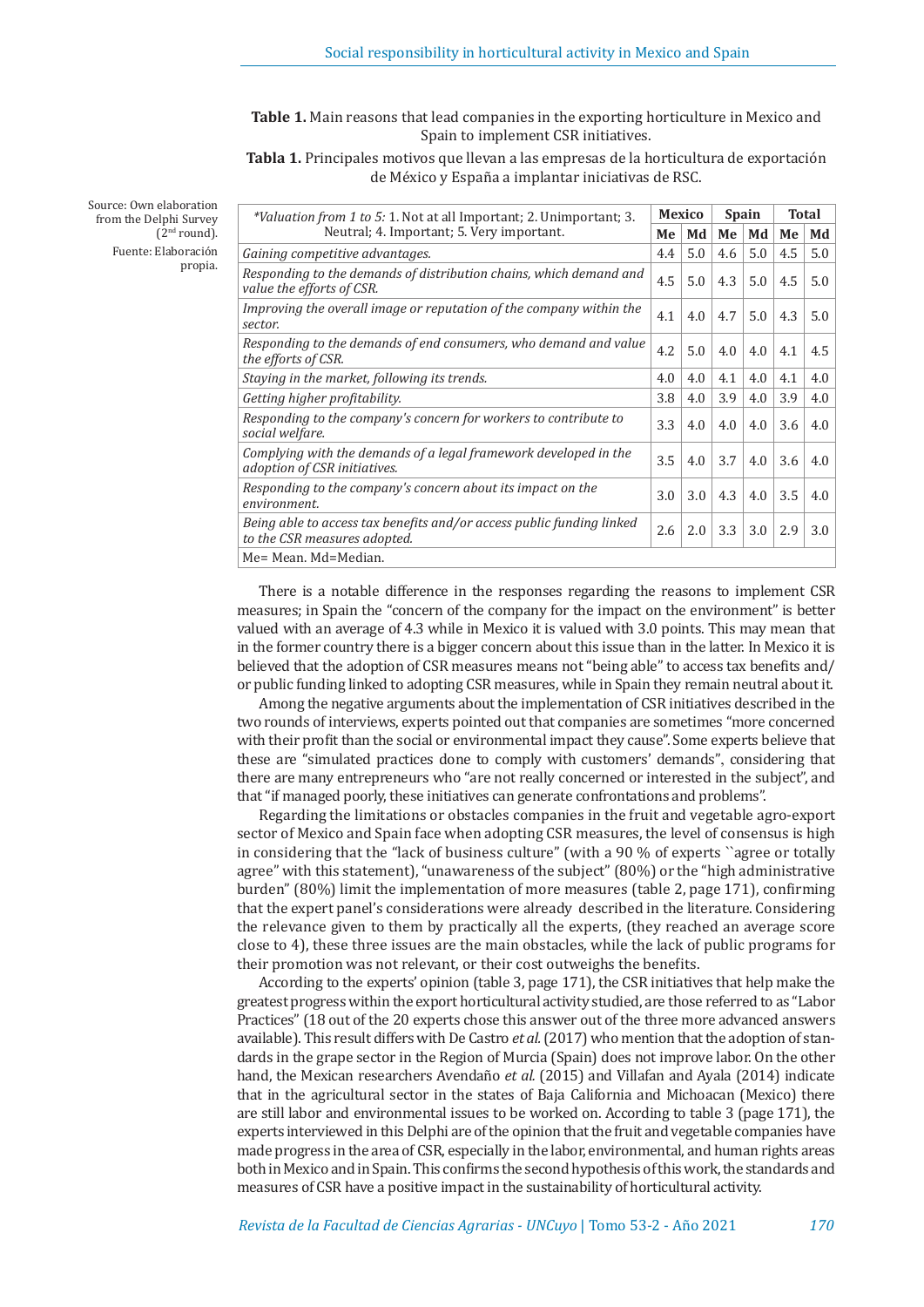**Table 1.** Main reasons that lead companies in the exporting horticulture in Mexico and Spain to implement CSR initiatives.

**Tabla 1.** Principales motivos que llevan a las empresas de la horticultura de exportación de México y España a implantar iniciativas de RSC.

Source: Own elaboration from the Delphi Survey (2nd round).
Fuente: Elaboración propia.

| *Valuation from 1 to 5:* 1. Not at all Important; 2. Unimportant; 3. Neutral; 4. Important; 5. Very important. | Mexico | | Spain | | Total | |
|---|---|---|---|---|---|---|
| | Me | Md | Me | Md | Me | Md |
| *Gaining competitive advantages.* | 4.4 | 5.0 | 4.6 | 5.0 | 4.5 | 5.0 |
| *Responding to the demands of distribution chains, which demand and value the efforts of CSR.* | 4.5 | 5.0 | 4.3 | 5.0 | 4.5 | 5.0 |
| *Improving the overall image or reputation of the company within the sector.* | 4.1 | 4.0 | 4.7 | 5.0 | 4.3 | 5.0 |
| *Responding to the demands of end consumers, who demand and value the efforts of CSR.* | 4.2 | 5.0 | 4.0 | 4.0 | 4.1 | 4.5 |
| *Staying in the market, following its trends.* | 4.0 | 4.0 | 4.1 | 4.0 | 4.1 | 4.0 |
| *Getting higher profitability.* | 3.8 | 4.0 | 3.9 | 4.0 | 3.9 | 4.0 |
| *Responding to the company's concern for workers to contribute to social welfare.* | 3.3 | 4.0 | 4.0 | 4.0 | 3.6 | 4.0 |
| *Complying with the demands of a legal framework developed in the adoption of CSR initiatives.* | 3.5 | 4.0 | 3.7 | 4.0 | 3.6 | 4.0 |
| *Responding to the company's concern about its impact on the environment.* | 3.0 | 3.0 | 4.3 | 4.0 | 3.5 | 4.0 |
| *Being able to access tax benefits and/or access public funding linked to the CSR measures adopted.* | 2.6 | 2.0 | 3.3 | 3.0 | 2.9 | 3.0 |

Me= Mean. Md=Median.

There is a notable difference in the responses regarding the reasons to implement CSR measures; in Spain the "concern of the company for the impact on the environment" is better valued with an average of 4.3 while in Mexico it is valued with 3.0 points. This may mean that in the former country there is a bigger concern about this issue than in the latter. In Mexico it is believed that the adoption of CSR measures means not "being able" to access tax benefits and/or public funding linked to adopting CSR measures, while in Spain they remain neutral about it.

Among the negative arguments about the implementation of CSR initiatives described in the two rounds of interviews, experts pointed out that companies are sometimes "more concerned with their profit than the social or environmental impact they cause". Some experts believe that these are "simulated practices done to comply with customers' demands", considering that there are many entrepreneurs who "are not really concerned or interested in the subject", and that "if managed poorly, these initiatives can generate confrontations and problems".

Regarding the limitations or obstacles companies in the fruit and vegetable agro-export sector of Mexico and Spain face when adopting CSR measures, the level of consensus is high in considering that the "lack of business culture" (with a 90 % of experts ``agree or totally agree" with this statement), "unawareness of the subject" (80%) or the "high administrative burden" (80%) limit the implementation of more measures (table 2, page 171), confirming that the expert panel's considerations were already described in the literature. Considering the relevance given to them by practically all the experts, (they reached an average score close to 4), these three issues are the main obstacles, while the lack of public programs for their promotion was not relevant, or their cost outweighs the benefits.

According to the experts' opinion (table 3, page 171), the CSR initiatives that help make the greatest progress within the export horticultural activity studied, are those referred to as "Labor Practices" (18 out of the 20 experts chose this answer out of the three more advanced answers available). This result differs with De Castro *et al.* (2017) who mention that the adoption of standards in the grape sector in the Region of Murcia (Spain) does not improve labor. On the other hand, the Mexican researchers Avendaño *et al.* (2015) and Villafan and Ayala (2014) indicate that in the agricultural sector in the states of Baja California and Michoacan (Mexico) there are still labor and environmental issues to be worked on. According to table 3 (page 171), the experts interviewed in this Delphi are of the opinion that the fruit and vegetable companies have made progress in the area of CSR, especially in the labor, environmental, and human rights areas both in Mexico and in Spain. This confirms the second hypothesis of this work, the standards and measures of CSR have a positive impact in the sustainability of horticultural activity.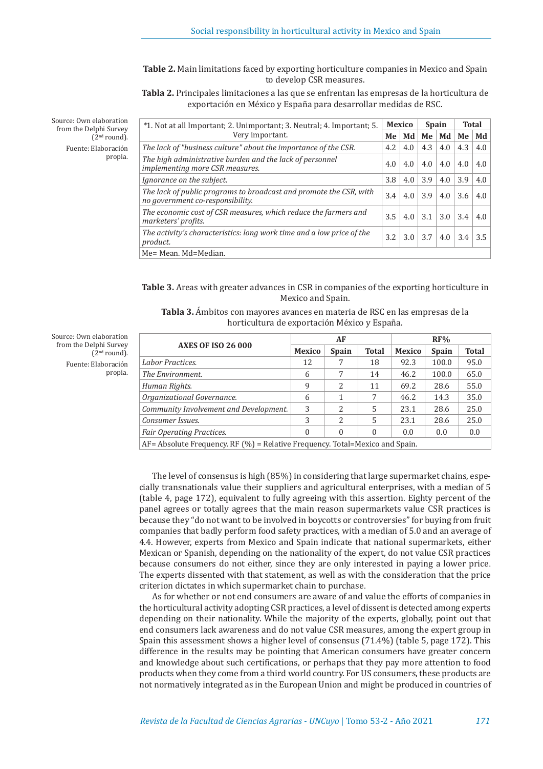**Table 2.** Main limitations faced by exporting horticulture companies in Mexico and Spain to develop CSR measures.

**Tabla 2.** Principales limitaciones a las que se enfrentan las empresas de la horticultura de exportación en México y España para desarrollar medidas de RSC.

| *1. Not at all Important; 2. Unimportant; 3. Neutral; 4. Important; 5. Very important. | Mexico | | Spain | | Total | |
|---|---|---|---|---|---|---|
| | **Me** | **Md** | **Me** | **Md** | **Me** | **Md** |
| *The lack of "business culture" about the importance of the CSR.* | 4.2 | 4.0 | 4.3 | 4.0 | 4.3 | 4.0 |
| *The high administrative burden and the lack of personnel implementing more CSR measures.* | 4.0 | 4.0 | 4.0 | 4.0 | 4.0 | 4.0 |
| *Ignorance on the subject.* | 3.8 | 4.0 | 3.9 | 4.0 | 3.9 | 4.0 |
| *The lack of public programs to broadcast and promote the CSR, with no government co-responsibility.* | 3.4 | 4.0 | 3.9 | 4.0 | 3.6 | 4.0 |
| *The economic cost of CSR measures, which reduce the farmers and marketers' profits.* | 3.5 | 4.0 | 3.1 | 3.0 | 3.4 | 4.0 |
| *The activity's characteristics: long work time and a low price of the product.* | 3.2 | 3.0 | 3.7 | 4.0 | 3.4 | 3.5 |
| Me= Mean. Md=Median. | | | | | | |

Source: Own elaboration from the Delphi Survey (2nd round).
Fuente: Elaboración propia.

**Table 3.** Areas with greater advances in CSR in companies of the exporting horticulture in Mexico and Spain.

**Tabla 3.** Ámbitos con mayores avances en materia de RSC en las empresas de la horticultura de exportación México y España.

| AXES OF ISO 26 000 | AF | | | RF% | | |
|---|---|---|---|---|---|---|
| | **Mexico** | **Spain** | **Total** | **Mexico** | **Spain** | **Total** |
| *Labor Practices.* | 12 | 7 | 18 | 92.3 | 100.0 | 95.0 |
| *The Environment.* | 6 | 7 | 14 | 46.2 | 100.0 | 65.0 |
| *Human Rights.* | 9 | 2 | 11 | 69.2 | 28.6 | 55.0 |
| *Organizational Governance.* | 6 | 1 | 7 | 46.2 | 14.3 | 35.0 |
| *Community Involvement and Development.* | 3 | 2 | 5 | 23.1 | 28.6 | 25.0 |
| *Consumer Issues.* | 3 | 2 | 5 | 23.1 | 28.6 | 25.0 |
| *Fair Operating Practices.* | 0 | 0 | 0 | 0.0 | 0.0 | 0.0 |
| AF= Absolute Frequency. RF (%) = Relative Frequency. Total=Mexico and Spain. | | | | | | |

Source: Own elaboration from the Delphi Survey (2nd round).
Fuente: Elaboración propia.

The level of consensus is high (85%) in considering that large supermarket chains, especially transnationals value their suppliers and agricultural enterprises, with a median of 5 (table 4, page 172), equivalent to fully agreeing with this assertion. Eighty percent of the panel agrees or totally agrees that the main reason supermarkets value CSR practices is because they "do not want to be involved in boycotts or controversies" for buying from fruit companies that badly perform food safety practices, with a median of 5.0 and an average of 4.4. However, experts from Mexico and Spain indicate that national supermarkets, either Mexican or Spanish, depending on the nationality of the expert, do not value CSR practices because consumers do not either, since they are only interested in paying a lower price. The experts dissented with that statement, as well as with the consideration that the price criterion dictates in which supermarket chain to purchase.

As for whether or not end consumers are aware of and value the efforts of companies in the horticultural activity adopting CSR practices, a level of dissent is detected among experts depending on their nationality. While the majority of the experts, globally, point out that end consumers lack awareness and do not value CSR measures, among the expert group in Spain this assessment shows a higher level of consensus (71.4%) (table 5, page 172). This difference in the results may be pointing that American consumers have greater concern and knowledge about such certifications, or perhaps that they pay more attention to food products when they come from a third world country. For US consumers, these products are not normatively integrated as in the European Union and might be produced in countries of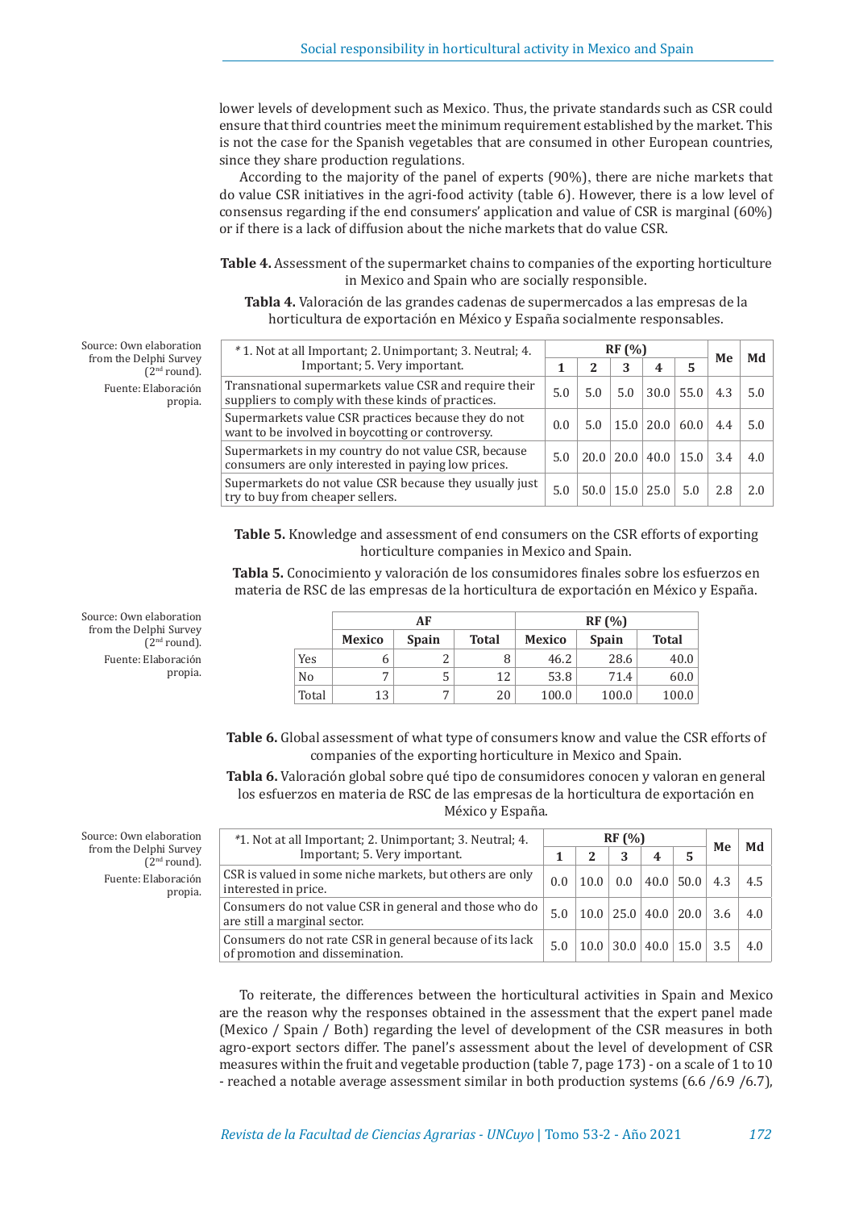lower levels of development such as Mexico. Thus, the private standards such as CSR could ensure that third countries meet the minimum requirement established by the market. This is not the case for the Spanish vegetables that are consumed in other European countries, since they share production regulations.

According to the majority of the panel of experts (90%), there are niche markets that do value CSR initiatives in the agri-food activity (table 6). However, there is a low level of consensus regarding if the end consumers' application and value of CSR is marginal (60%) or if there is a lack of diffusion about the niche markets that do value CSR.

**Table 4.** Assessment of the supermarket chains to companies of the exporting horticulture in Mexico and Spain who are socially responsible.

**Tabla 4.** Valoración de las grandes cadenas de supermercados a las empresas de la horticultura de exportación en México y España socialmente responsables.

| * 1. Not at all Important; 2. Unimportant; 3. Neutral; 4. Important; 5. Very important. | RF (%) | | | | | Me | Md |
|---|---|---|---|---|---|---|---|
| | 1 | 2 | 3 | 4 | 5 | | |
| Transnational supermarkets value CSR and require their suppliers to comply with these kinds of practices. | 5.0 | 5.0 | 5.0 | 30.0 | 55.0 | 4.3 | 5.0 |
| Supermarkets value CSR practices because they do not want to be involved in boycotting or controversy. | 0.0 | 5.0 | 15.0 | 20.0 | 60.0 | 4.4 | 5.0 |
| Supermarkets in my country do not value CSR, because consumers are only interested in paying low prices. | 5.0 | 20.0 | 20.0 | 40.0 | 15.0 | 3.4 | 4.0 |
| Supermarkets do not value CSR because they usually just try to buy from cheaper sellers. | 5.0 | 50.0 | 15.0 | 25.0 | 5.0 | 2.8 | 2.0 |

Source: Own elaboration from the Delphi Survey (2nd round).
Fuente: Elaboración propia.

**Table 5.** Knowledge and assessment of end consumers on the CSR efforts of exporting horticulture companies in Mexico and Spain.

**Tabla 5.** Conocimiento y valoración de los consumidores finales sobre los esfuerzos en materia de RSC de las empresas de la horticultura de exportación en México y España.

| | AF | | | RF (%) | | |
|---|---|---|---|---|---|---|
| | Mexico | Spain | Total | Mexico | Spain | Total |
| Yes | 6 | 2 | 8 | 46.2 | 28.6 | 40.0 |
| No | 7 | 5 | 12 | 53.8 | 71.4 | 60.0 |
| Total | 13 | 7 | 20 | 100.0 | 100.0 | 100.0 |

Source: Own elaboration from the Delphi Survey (2nd round).
Fuente: Elaboración propia.

**Table 6.** Global assessment of what type of consumers know and value the CSR efforts of companies of the exporting horticulture in Mexico and Spain.

**Tabla 6.** Valoración global sobre qué tipo de consumidores conocen y valoran en general los esfuerzos en materia de RSC de las empresas de la horticultura de exportación en México y España.

| *1. Not at all Important; 2. Unimportant; 3. Neutral; 4. Important; 5. Very important. | RF (%) | | | | | Me | Md |
|---|---|---|---|---|---|---|---|
| | 1 | 2 | 3 | 4 | 5 | | |
| CSR is valued in some niche markets, but others are only interested in price. | 0.0 | 10.0 | 0.0 | 40.0 | 50.0 | 4.3 | 4.5 |
| Consumers do not value CSR in general and those who do are still a marginal sector. | 5.0 | 10.0 | 25.0 | 40.0 | 20.0 | 3.6 | 4.0 |
| Consumers do not rate CSR in general because of its lack of promotion and dissemination. | 5.0 | 10.0 | 30.0 | 40.0 | 15.0 | 3.5 | 4.0 |

Source: Own elaboration from the Delphi Survey (2nd round).
Fuente: Elaboración propia.

To reiterate, the differences between the horticultural activities in Spain and Mexico are the reason why the responses obtained in the assessment that the expert panel made (Mexico / Spain / Both) regarding the level of development of the CSR measures in both agro-export sectors differ. The panel's assessment about the level of development of CSR measures within the fruit and vegetable production (table 7, page 173) - on a scale of 1 to 10 - reached a notable average assessment similar in both production systems (6.6 /6.9 /6.7),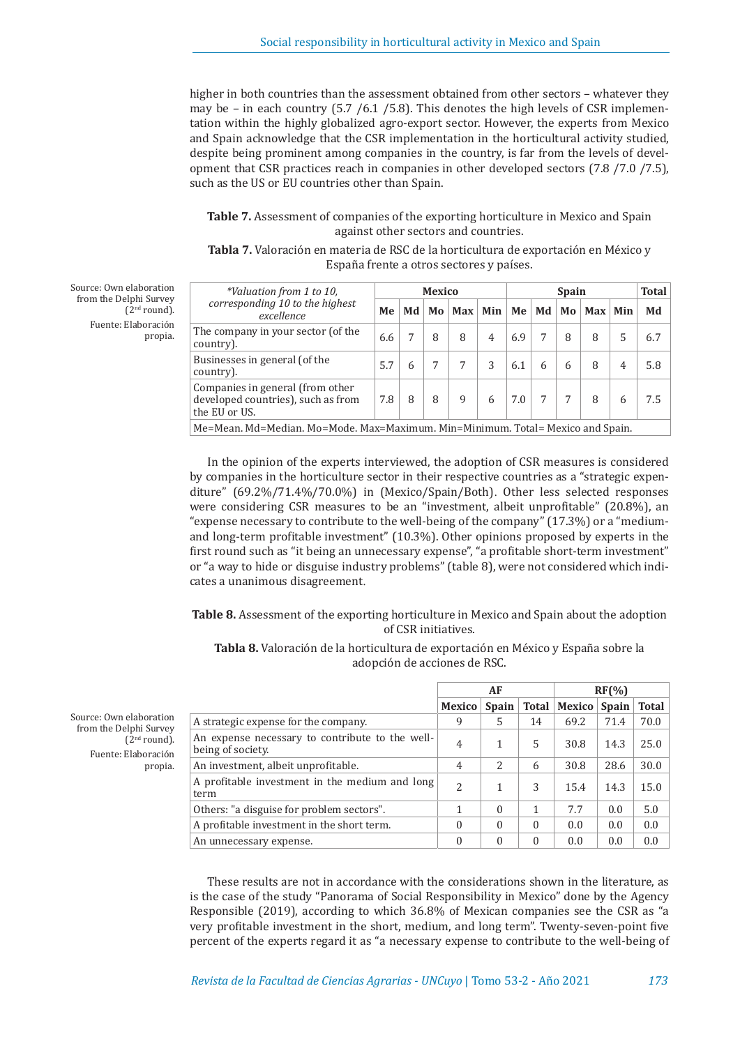higher in both countries than the assessment obtained from other sectors – whatever they may be – in each country (5.7 /6.1 /5.8). This denotes the high levels of CSR implementation within the highly globalized agro-export sector. However, the experts from Mexico and Spain acknowledge that the CSR implementation in the horticultural activity studied, despite being prominent among companies in the country, is far from the levels of development that CSR practices reach in companies in other developed sectors (7.8 /7.0 /7.5), such as the US or EU countries other than Spain.

**Table 7.** Assessment of companies of the exporting horticulture in Mexico and Spain against other sectors and countries.

**Tabla 7.** Valoración en materia de RSC de la horticultura de exportación en México y España frente a otros sectores y países.

Source: Own elaboration from the Delphi Survey (2nd round).
Fuente: Elaboración propia.

| *Valuation from 1 to 10, corresponding 10 to the highest excellence* | Mexico | | | | | Spain | | | | | Total |
|---|---|---|---|---|---|---|---|---|---|---|---|
| | Me | Md | Mo | Max | Min | Me | Md | Mo | Max | Min | Md |
| The company in your sector (of the country). | 6.6 | 7 | 8 | 8 | 4 | 6.9 | 7 | 8 | 8 | 5 | 6.7 |
| Businesses in general (of the country). | 5.7 | 6 | 7 | 7 | 3 | 6.1 | 6 | 6 | 8 | 4 | 5.8 |
| Companies in general (from other developed countries), such as from the EU or US. | 7.8 | 8 | 8 | 9 | 6 | 7.0 | 7 | 7 | 8 | 6 | 7.5 |

Me=Mean. Md=Median. Mo=Mode. Max=Maximum. Min=Minimum. Total= Mexico and Spain.

In the opinion of the experts interviewed, the adoption of CSR measures is considered by companies in the horticulture sector in their respective countries as a "strategic expenditure" (69.2%/71.4%/70.0%) in (Mexico/Spain/Both). Other less selected responses were considering CSR measures to be an "investment, albeit unprofitable" (20.8%), an "expense necessary to contribute to the well-being of the company" (17.3%) or a "medium- and long-term profitable investment" (10.3%). Other opinions proposed by experts in the first round such as "it being an unnecessary expense", "a profitable short-term investment" or "a way to hide or disguise industry problems" (table 8), were not considered which indicates a unanimous disagreement.

**Table 8.** Assessment of the exporting horticulture in Mexico and Spain about the adoption of CSR initiatives.

**Tabla 8.** Valoración de la horticultura de exportación en México y España sobre la adopción de acciones de RSC.

Source: Own elaboration from the Delphi Survey (2nd round).
Fuente: Elaboración propia.

| | AF | | | RF(%) | | |
|---|---|---|---|---|---|---|
| | Mexico | Spain | Total | Mexico | Spain | Total |
| A strategic expense for the company. | 9 | 5 | 14 | 69.2 | 71.4 | 70.0 |
| An expense necessary to contribute to the well-being of society. | 4 | 1 | 5 | 30.8 | 14.3 | 25.0 |
| An investment, albeit unprofitable. | 4 | 2 | 6 | 30.8 | 28.6 | 30.0 |
| A profitable investment in the medium and long term | 2 | 1 | 3 | 15.4 | 14.3 | 15.0 |
| Others: "a disguise for problem sectors". | 1 | 0 | 1 | 7.7 | 0.0 | 5.0 |
| A profitable investment in the short term. | 0 | 0 | 0 | 0.0 | 0.0 | 0.0 |
| An unnecessary expense. | 0 | 0 | 0 | 0.0 | 0.0 | 0.0 |

These results are not in accordance with the considerations shown in the literature, as is the case of the study "Panorama of Social Responsibility in Mexico" done by the Agency Responsible (2019), according to which 36.8% of Mexican companies see the CSR as "a very profitable investment in the short, medium, and long term". Twenty-seven-point five percent of the experts regard it as "a necessary expense to contribute to the well-being of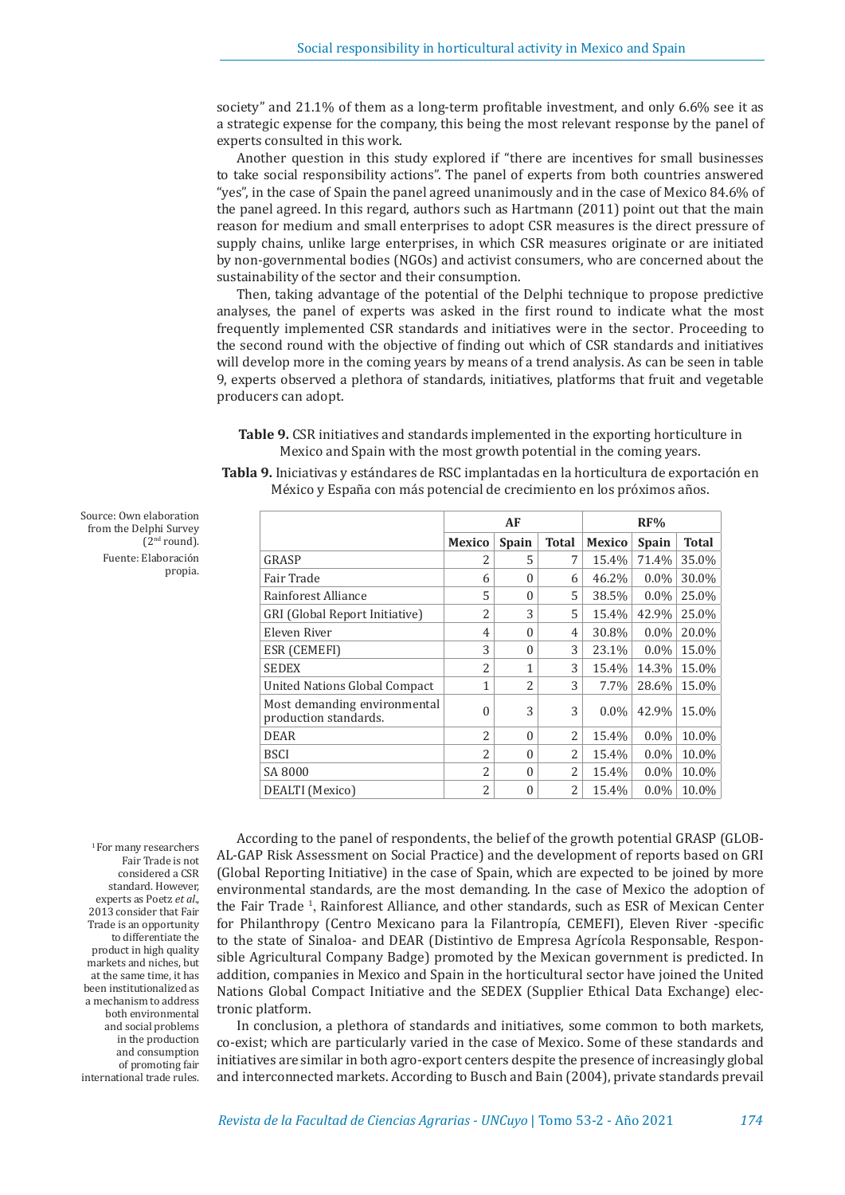society" and 21.1% of them as a long-term profitable investment, and only 6.6% see it as a strategic expense for the company, this being the most relevant response by the panel of experts consulted in this work.

Another question in this study explored if "there are incentives for small businesses to take social responsibility actions". The panel of experts from both countries answered "yes", in the case of Spain the panel agreed unanimously and in the case of Mexico 84.6% of the panel agreed. In this regard, authors such as Hartmann (2011) point out that the main reason for medium and small enterprises to adopt CSR measures is the direct pressure of supply chains, unlike large enterprises, in which CSR measures originate or are initiated by non-governmental bodies (NGOs) and activist consumers, who are concerned about the sustainability of the sector and their consumption.

Then, taking advantage of the potential of the Delphi technique to propose predictive analyses, the panel of experts was asked in the first round to indicate what the most frequently implemented CSR standards and initiatives were in the sector. Proceeding to the second round with the objective of finding out which of CSR standards and initiatives will develop more in the coming years by means of a trend analysis. As can be seen in table 9, experts observed a plethora of standards, initiatives, platforms that fruit and vegetable producers can adopt.

**Table 9.** CSR initiatives and standards implemented in the exporting horticulture in Mexico and Spain with the most growth potential in the coming years.

**Tabla 9.** Iniciativas y estándares de RSC implantadas en la horticultura de exportación en México y España con más potencial de crecimiento en los próximos años.

| | AF | | | RF% | | |
|---|---|---|---|---|---|---|
| | Mexico | Spain | Total | Mexico | Spain | Total |
| GRASP | 2 | 5 | 7 | 15.4% | 71.4% | 35.0% |
| Fair Trade | 6 | 0 | 6 | 46.2% | 0.0% | 30.0% |
| Rainforest Alliance | 5 | 0 | 5 | 38.5% | 0.0% | 25.0% |
| GRI (Global Report Initiative) | 2 | 3 | 5 | 15.4% | 42.9% | 25.0% |
| Eleven River | 4 | 0 | 4 | 30.8% | 0.0% | 20.0% |
| ESR (CEMEFI) | 3 | 0 | 3 | 23.1% | 0.0% | 15.0% |
| SEDEX | 2 | 1 | 3 | 15.4% | 14.3% | 15.0% |
| United Nations Global Compact | 1 | 2 | 3 | 7.7% | 28.6% | 15.0% |
| Most demanding environmental production standards. | 0 | 3 | 3 | 0.0% | 42.9% | 15.0% |
| DEAR | 2 | 0 | 2 | 15.4% | 0.0% | 10.0% |
| BSCI | 2 | 0 | 2 | 15.4% | 0.0% | 10.0% |
| SA 8000 | 2 | 0 | 2 | 15.4% | 0.0% | 10.0% |
| DEALTI (Mexico) | 2 | 0 | 2 | 15.4% | 0.0% | 10.0% |

Source: Own elaboration from the Delphi Survey (2nd round).
Fuente: Elaboración propia.

According to the panel of respondents, the belief of the growth potential GRASP (GLOBAL-GAP Risk Assessment on Social Practice) and the development of reports based on GRI (Global Reporting Initiative) in the case of Spain, which are expected to be joined by more environmental standards, are the most demanding. In the case of Mexico the adoption of the Fair Trade [1], Rainforest Alliance, and other standards, such as ESR of Mexican Center for Philanthropy (Centro Mexicano para la Filantropía, CEMEFI), Eleven River -specific to the state of Sinaloa- and DEAR (Distintivo de Empresa Agrícola Responsable, Responsible Agricultural Company Badge) promoted by the Mexican government is predicted. In addition, companies in Mexico and Spain in the horticultural sector have joined the United Nations Global Compact Initiative and the SEDEX (Supplier Ethical Data Exchange) electronic platform.

In conclusion, a plethora of standards and initiatives, some common to both markets, co-exist; which are particularly varied in the case of Mexico. Some of these standards and initiatives are similar in both agro-export centers despite the presence of increasingly global and interconnected markets. According to Busch and Bain (2004), private standards prevail

[1] For many researchers Fair Trade is not considered a CSR standard. However, experts as Poetz *et al.*, 2013 consider that Fair Trade is an opportunity to differentiate the product in high quality markets and niches, but at the same time, it has been institutionalized as a mechanism to address both environmental and social problems in the production and consumption of promoting fair international trade rules.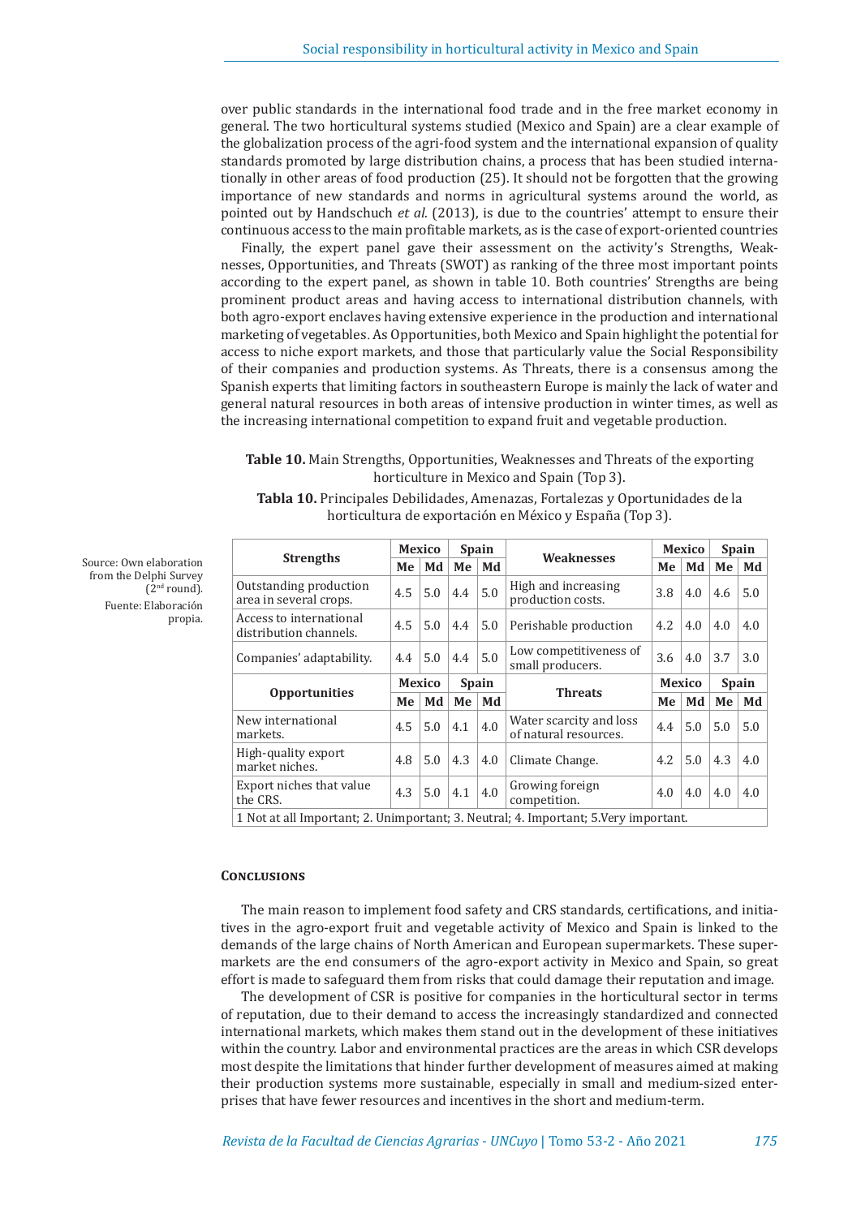over public standards in the international food trade and in the free market economy in general. The two horticultural systems studied (Mexico and Spain) are a clear example of the globalization process of the agri-food system and the international expansion of quality standards promoted by large distribution chains, a process that has been studied internationally in other areas of food production (25). It should not be forgotten that the growing importance of new standards and norms in agricultural systems around the world, as pointed out by Handschuch *et al.* (2013), is due to the countries' attempt to ensure their continuous access to the main profitable markets, as is the case of export-oriented countries

Finally, the expert panel gave their assessment on the activity's Strengths, Weaknesses, Opportunities, and Threats (SWOT) as ranking of the three most important points according to the expert panel, as shown in table 10. Both countries' Strengths are being prominent product areas and having access to international distribution channels, with both agro-export enclaves having extensive experience in the production and international marketing of vegetables. As Opportunities, both Mexico and Spain highlight the potential for access to niche export markets, and those that particularly value the Social Responsibility of their companies and production systems. As Threats, there is a consensus among the Spanish experts that limiting factors in southeastern Europe is mainly the lack of water and general natural resources in both areas of intensive production in winter times, as well as the increasing international competition to expand fruit and vegetable production.

**Table 10.** Main Strengths, Opportunities, Weaknesses and Threats of the exporting horticulture in Mexico and Spain (Top 3).

**Tabla 10.** Principales Debilidades, Amenazas, Fortalezas y Oportunidades de la horticultura de exportación en México y España (Top 3).

| Strengths | Mexico | | Spain | | Weaknesses | Mexico | | Spain | |
|---|---|---|---|---|---|---|---|---|---|
| | Me | Md | Me | Md | | Me | Md | Me | Md |
| Outstanding production area in several crops. | 4.5 | 5.0 | 4.4 | 5.0 | High and increasing production costs. | 3.8 | 4.0 | 4.6 | 5.0 |
| Access to international distribution channels. | 4.5 | 5.0 | 4.4 | 5.0 | Perishable production | 4.2 | 4.0 | 4.0 | 4.0 |
| Companies' adaptability. | 4.4 | 5.0 | 4.4 | 5.0 | Low competitiveness of small producers. | 3.6 | 4.0 | 3.7 | 3.0 |
| **Opportunities** | **Mexico** | | **Spain** | | **Threats** | **Mexico** | | **Spain** | |
| | **Me** | **Md** | **Me** | **Md** | | **Me** | **Md** | **Me** | **Md** |
| New international markets. | 4.5 | 5.0 | 4.1 | 4.0 | Water scarcity and loss of natural resources. | 4.4 | 5.0 | 5.0 | 5.0 |
| High-quality export market niches. | 4.8 | 5.0 | 4.3 | 4.0 | Climate Change. | 4.2 | 5.0 | 4.3 | 4.0 |
| Export niches that value the CRS. | 4.3 | 5.0 | 4.1 | 4.0 | Growing foreign competition. | 4.0 | 4.0 | 4.0 | 4.0 |
| 1 Not at all Important; 2. Unimportant; 3. Neutral; 4. Important; 5.Very important. | | | | | | | | | |

Source: Own elaboration from the Delphi Survey (2nd round).
Fuente: Elaboración propia.

## Conclusions

The main reason to implement food safety and CRS standards, certifications, and initiatives in the agro-export fruit and vegetable activity of Mexico and Spain is linked to the demands of the large chains of North American and European supermarkets. These supermarkets are the end consumers of the agro-export activity in Mexico and Spain, so great effort is made to safeguard them from risks that could damage their reputation and image.

The development of CSR is positive for companies in the horticultural sector in terms of reputation, due to their demand to access the increasingly standardized and connected international markets, which makes them stand out in the development of these initiatives within the country. Labor and environmental practices are the areas in which CSR develops most despite the limitations that hinder further development of measures aimed at making their production systems more sustainable, especially in small and medium-sized enterprises that have fewer resources and incentives in the short and medium-term.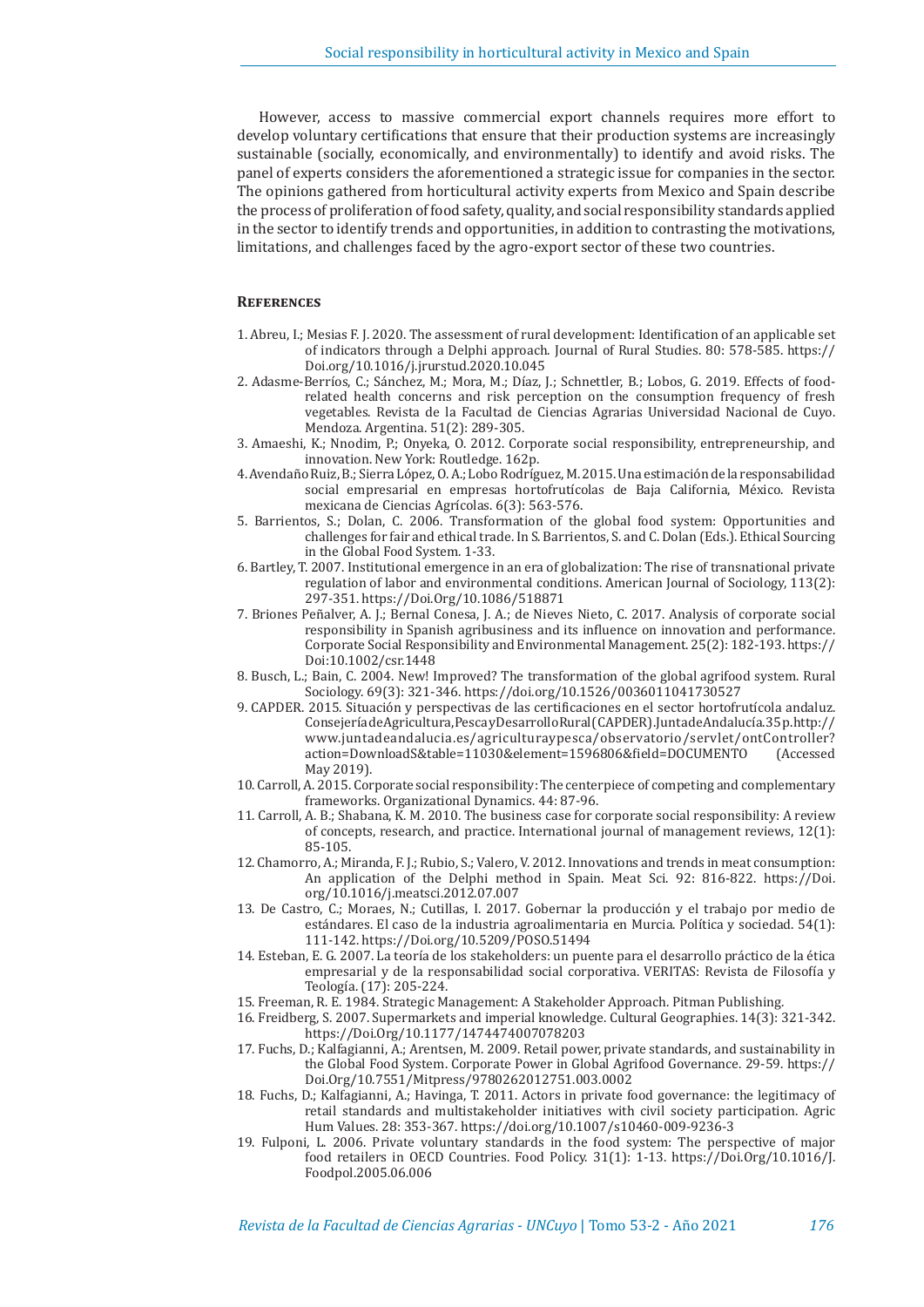However, access to massive commercial export channels requires more effort to develop voluntary certifications that ensure that their production systems are increasingly sustainable (socially, economically, and environmentally) to identify and avoid risks. The panel of experts considers the aforementioned a strategic issue for companies in the sector. The opinions gathered from horticultural activity experts from Mexico and Spain describe the process of proliferation of food safety, quality, and social responsibility standards applied in the sector to identify trends and opportunities, in addition to contrasting the motivations, limitations, and challenges faced by the agro-export sector of these two countries.

## References

1. Abreu, I.; Mesias F. J. 2020. The assessment of rural development: Identification of an applicable set of indicators through a Delphi approach. Journal of Rural Studies. 80: 578-585. https://Doi.org/10.1016/j.jrurstud.2020.10.045
2. Adasme-Berríos, C.; Sánchez, M.; Mora, M.; Díaz, J.; Schnettler, B.; Lobos, G. 2019. Effects of food-related health concerns and risk perception on the consumption frequency of fresh vegetables. Revista de la Facultad de Ciencias Agrarias Universidad Nacional de Cuyo. Mendoza. Argentina. 51(2): 289-305.
3. Amaeshi, K.; Nnodim, P.; Onyeka, O. 2012. Corporate social responsibility, entrepreneurship, and innovation. New York: Routledge. 162p.
4. Avendaño Ruiz, B.; Sierra López, O. A.; Lobo Rodríguez, M. 2015. Una estimación de la responsabilidad social empresarial en empresas hortofrutícolas de Baja California, México. Revista mexicana de Ciencias Agrícolas. 6(3): 563-576.
5. Barrientos, S.; Dolan, C. 2006. Transformation of the global food system: Opportunities and challenges for fair and ethical trade. In S. Barrientos, S. and C. Dolan (Eds.). Ethical Sourcing in the Global Food System. 1-33.
6. Bartley, T. 2007. Institutional emergence in an era of globalization: The rise of transnational private regulation of labor and environmental conditions. American Journal of Sociology, 113(2): 297-351. https://Doi.Org/10.1086/518871
7. Briones Peñalver, A. J.; Bernal Conesa, J. A.; de Nieves Nieto, C. 2017. Analysis of corporate social responsibility in Spanish agribusiness and its influence on innovation and performance. Corporate Social Responsibility and Environmental Management. 25(2): 182-193. https://Doi:10.1002/csr.1448
8. Busch, L.; Bain, C. 2004. New! Improved? The transformation of the global agrifood system. Rural Sociology. 69(3): 321-346. https://doi.org/10.1526/0036011041730527
9. CAPDER. 2015. Situación y perspectivas de las certificaciones en el sector hortofrutícola andaluz. Consejería de Agricultura, Pesca y Desarrollo Rural (CAPDER). Junta de Andalucía. 35 p. http://www.juntadeandalucia.es/agriculturaypesca/observatorio/servlet/ontController?action=DownloadS&table=11030&element=1596806&field=DOCUMENTO (Accessed May 2019).
10. Carroll, A. 2015. Corporate social responsibility: The centerpiece of competing and complementary frameworks. Organizational Dynamics. 44: 87-96.
11. Carroll, A. B.; Shabana, K. M. 2010. The business case for corporate social responsibility: A review of concepts, research, and practice. International journal of management reviews, 12(1): 85-105.
12. Chamorro, A.; Miranda, F. J.; Rubio, S.; Valero, V. 2012. Innovations and trends in meat consumption: An application of the Delphi method in Spain. Meat Sci. 92: 816-822. https://Doi.org/10.1016/j.meatsci.2012.07.007
13. De Castro, C.; Moraes, N.; Cutillas, I. 2017. Gobernar la producción y el trabajo por medio de estándares. El caso de la industria agroalimentaria en Murcia. Política y sociedad. 54(1): 111-142. https://Doi.org/10.5209/POSO.51494
14. Esteban, E. G. 2007. La teoría de los stakeholders: un puente para el desarrollo práctico de la ética empresarial y de la responsabilidad social corporativa. VERITAS: Revista de Filosofía y Teología. (17): 205-224.
15. Freeman, R. E. 1984. Strategic Management: A Stakeholder Approach. Pitman Publishing.
16. Freidberg, S. 2007. Supermarkets and imperial knowledge. Cultural Geographies. 14(3): 321-342. https://Doi.Org/10.1177/1474474007078203
17. Fuchs, D.; Kalfagianni, A.; Arentsen, M. 2009. Retail power, private standards, and sustainability in the Global Food System. Corporate Power in Global Agrifood Governance. 29-59. https://Doi.Org/10.7551/Mitpress/9780262012751.003.0002
18. Fuchs, D.; Kalfagianni, A.; Havinga, T. 2011. Actors in private food governance: the legitimacy of retail standards and multistakeholder initiatives with civil society participation. Agric Hum Values. 28: 353-367. https://doi.org/10.1007/s10460-009-9236-3
19. Fulponi, L. 2006. Private voluntary standards in the food system: The perspective of major food retailers in OECD Countries. Food Policy. 31(1): 1-13. https://Doi.Org/10.1016/J.Foodpol.2005.06.006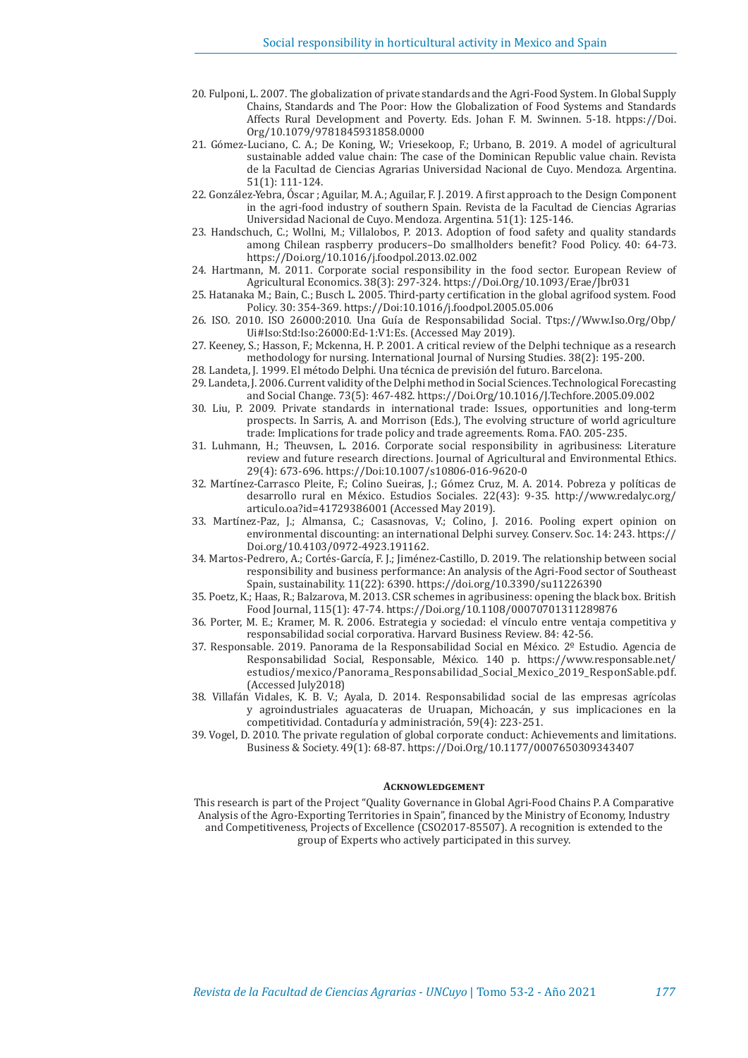20. Fulponi, L. 2007. The globalization of private standards and the Agri-Food System. In Global Supply Chains, Standards and The Poor: How the Globalization of Food Systems and Standards Affects Rural Development and Poverty. Eds. Johan F. M. Swinnen. 5-18. htpps://Doi.Org/10.1079/9781845931858.0000
21. Gómez-Luciano, C. A.; De Koning, W.; Vriesekoop, F.; Urbano, B. 2019. A model of agricultural sustainable added value chain: The case of the Dominican Republic value chain. Revista de la Facultad de Ciencias Agrarias Universidad Nacional de Cuyo. Mendoza. Argentina. 51(1): 111-124.
22. González-Yebra, Óscar ; Aguilar, M. A.; Aguilar, F. J. 2019. A first approach to the Design Component in the agri-food industry of southern Spain. Revista de la Facultad de Ciencias Agrarias Universidad Nacional de Cuyo. Mendoza. Argentina. 51(1): 125-146.
23. Handschuch, C.; Wollni, M.; Villalobos, P. 2013. Adoption of food safety and quality standards among Chilean raspberry producers–Do smallholders benefit? Food Policy. 40: 64-73. https://Doi.org/10.1016/j.foodpol.2013.02.002
24. Hartmann, M. 2011. Corporate social responsibility in the food sector. European Review of Agricultural Economics. 38(3): 297-324. https://Doi.Org/10.1093/Erae/Jbr031
25. Hatanaka M.; Bain, C.; Busch L. 2005. Third-party certification in the global agrifood system. Food Policy. 30: 354-369. https://Doi:10.1016/j.foodpol.2005.05.006
26. ISO. 2010. ISO 26000:2010. Una Guía de Responsabilidad Social. Ttps://Www.Iso.Org/Obp/Ui#Iso:Std:Iso:26000:Ed-1:V1:Es. (Accessed May 2019).
27. Keeney, S.; Hasson, F.; Mckenna, H. P. 2001. A critical review of the Delphi technique as a research methodology for nursing. International Journal of Nursing Studies. 38(2): 195-200.
28. Landeta, J. 1999. El método Delphi. Una técnica de previsión del futuro. Barcelona.
29. Landeta, J. 2006. Current validity of the Delphi method in Social Sciences. Technological Forecasting and Social Change. 73(5): 467-482. https://Doi.Org/10.1016/J.Techfore.2005.09.002
30. Liu, P. 2009. Private standards in international trade: Issues, opportunities and long-term prospects. In Sarris, A. and Morrison (Eds.), The evolving structure of world agriculture trade: Implications for trade policy and trade agreements. Roma. FAO. 205-235.
31. Luhmann, H.; Theuvsen, L. 2016. Corporate social responsibility in agribusiness: Literature review and future research directions. Journal of Agricultural and Environmental Ethics. 29(4): 673-696. https://Doi:10.1007/s10806-016-9620-0
32. Martínez-Carrasco Pleite, F.; Colino Sueiras, J.; Gómez Cruz, M. A. 2014. Pobreza y políticas de desarrollo rural en México. Estudios Sociales. 22(43): 9-35. http://www.redalyc.org/articulo.oa?id=41729386001 (Accessed May 2019).
33. Martínez-Paz, J.; Almansa, C.; Casasnovas, V.; Colino, J. 2016. Pooling expert opinion on environmental discounting: an international Delphi survey. Conserv. Soc. 14: 243. https://Doi.org/10.4103/0972-4923.191162.
34. Martos-Pedrero, A.; Cortés-García, F. J.; Jiménez-Castillo, D. 2019. The relationship between social responsibility and business performance: An analysis of the Agri-Food sector of Southeast Spain, sustainability. 11(22): 6390. https://doi.org/10.3390/su11226390
35. Poetz, K.; Haas, R.; Balzarova, M. 2013. CSR schemes in agribusiness: opening the black box. British Food Journal, 115(1): 47-74. https://Doi.org/10.1108/00070701311289876
36. Porter, M. E.; Kramer, M. R. 2006. Estrategia y sociedad: el vínculo entre ventaja competitiva y responsabilidad social corporativa. Harvard Business Review. 84: 42-56.
37. Responsable. 2019. Panorama de la Responsabilidad Social en México. 2º Estudio. Agencia de Responsabilidad Social, Responsable, México. 140 p. https://www.responsable.net/estudios/mexico/Panorama_Responsabilidad_Social_Mexico_2019_ResponSable.pdf. (Accessed July2018)
38. Villafán Vidales, K. B. V.; Ayala, D. 2014. Responsabilidad social de las empresas agrícolas y agroindustriales aguacateras de Uruapan, Michoacán, y sus implicaciones en la competitividad. Contaduría y administración, 59(4): 223-251.
39. Vogel, D. 2010. The private regulation of global corporate conduct: Achievements and limitations. Business & Society. 49(1): 68-87. https://Doi.Org/10.1177/0007650309343407

## Acknowledgement

This research is part of the Project "Quality Governance in Global Agri-Food Chains P. A Comparative Analysis of the Agro-Exporting Territories in Spain", financed by the Ministry of Economy, Industry and Competitiveness, Projects of Excellence (CSO2017-85507). A recognition is extended to the group of Experts who actively participated in this survey.